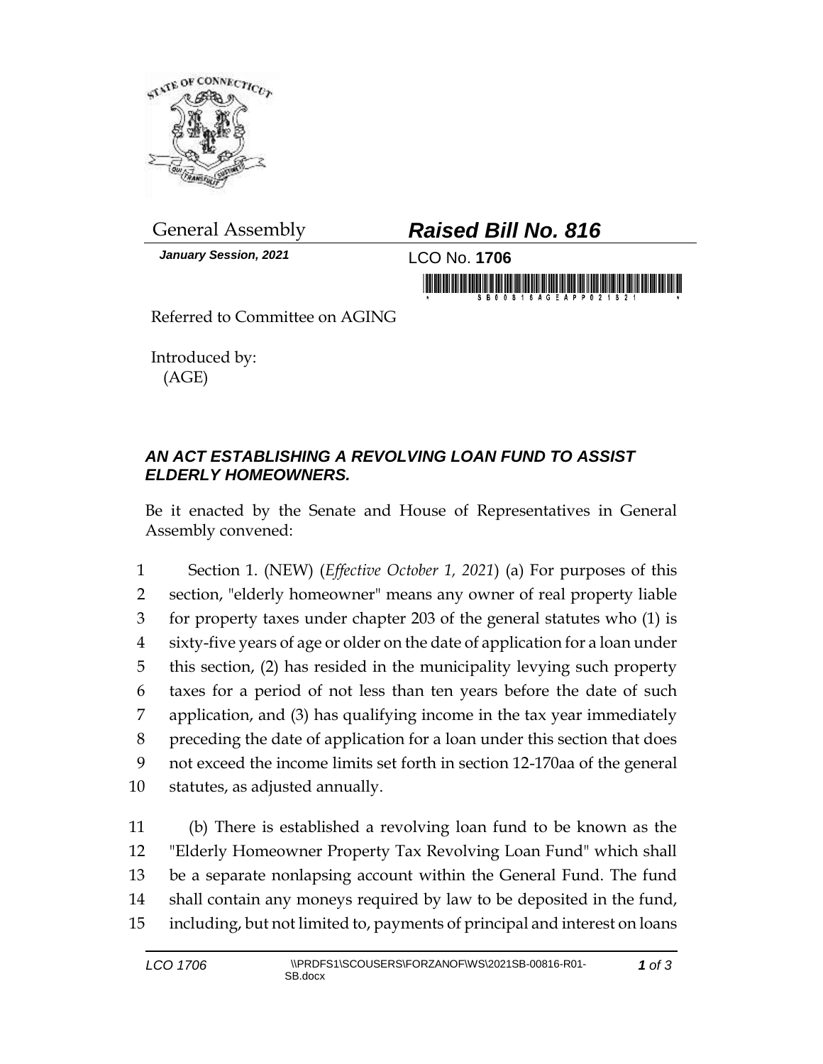General Assembly

***Raised Bill No. 816***

*January Session, 2021*

LCO No. **1706**

Referred to Committee on AGING

Introduced by:
(AGE)

## *AN ACT ESTABLISHING A REVOLVING LOAN FUND TO ASSIST ELDERLY HOMEOWNERS.*

Be it enacted by the Senate and House of Representatives in General Assembly convened:

1 Section 1. (NEW) (*Effective October 1, 2021*) (a) For purposes of this
2 section, "elderly homeowner" means any owner of real property liable
3 for property taxes under chapter 203 of the general statutes who (1) is
4 sixty-five years of age or older on the date of application for a loan under
5 this section, (2) has resided in the municipality levying such property
6 taxes for a period of not less than ten years before the date of such
7 application, and (3) has qualifying income in the tax year immediately
8 preceding the date of application for a loan under this section that does
9 not exceed the income limits set forth in section 12-170aa of the general
10 statutes, as adjusted annually.

11 (b) There is established a revolving loan fund to be known as the
12 "Elderly Homeowner Property Tax Revolving Loan Fund" which shall
13 be a separate nonlapsing account within the General Fund. The fund
14 shall contain any moneys required by law to be deposited in the fund,
15 including, but not limited to, payments of principal and interest on loans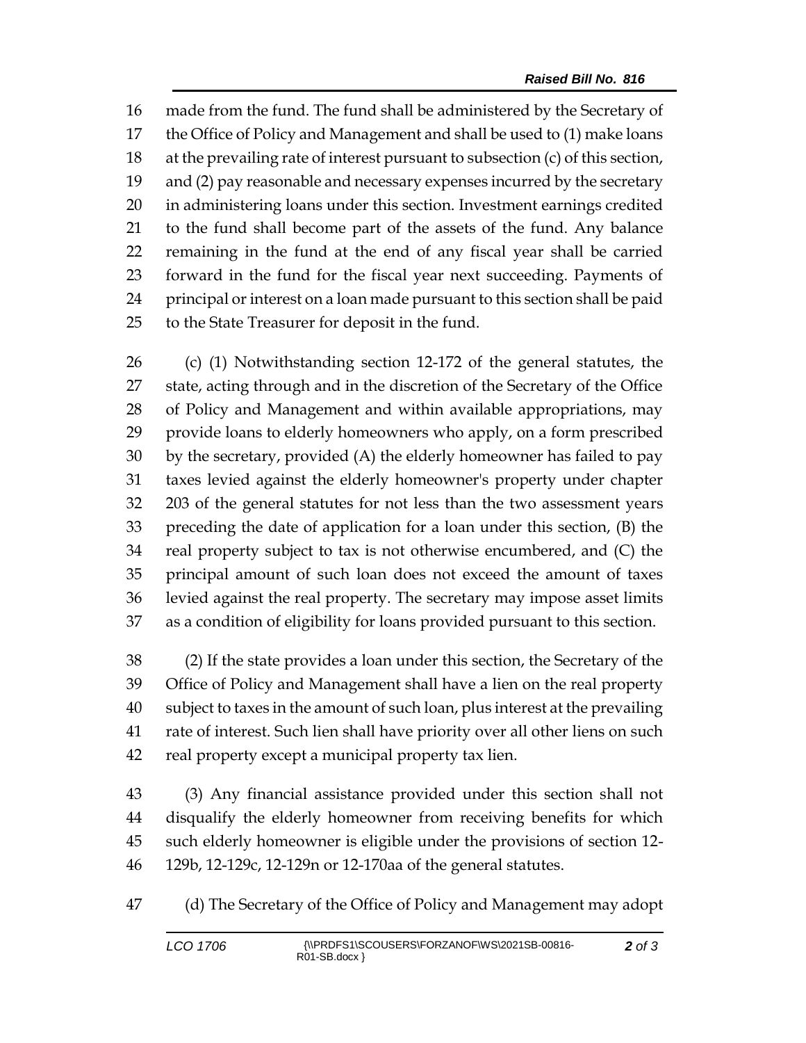made from the fund. The fund shall be administered by the Secretary of the Office of Policy and Management and shall be used to (1) make loans at the prevailing rate of interest pursuant to subsection (c) of this section, and (2) pay reasonable and necessary expenses incurred by the secretary in administering loans under this section. Investment earnings credited to the fund shall become part of the assets of the fund. Any balance remaining in the fund at the end of any fiscal year shall be carried forward in the fund for the fiscal year next succeeding. Payments of principal or interest on a loan made pursuant to this section shall be paid to the State Treasurer for deposit in the fund.

(c) (1) Notwithstanding section 12-172 of the general statutes, the state, acting through and in the discretion of the Secretary of the Office of Policy and Management and within available appropriations, may provide loans to elderly homeowners who apply, on a form prescribed by the secretary, provided (A) the elderly homeowner has failed to pay taxes levied against the elderly homeowner's property under chapter 203 of the general statutes for not less than the two assessment years preceding the date of application for a loan under this section, (B) the real property subject to tax is not otherwise encumbered, and (C) the principal amount of such loan does not exceed the amount of taxes levied against the real property. The secretary may impose asset limits as a condition of eligibility for loans provided pursuant to this section.

(2) If the state provides a loan under this section, the Secretary of the Office of Policy and Management shall have a lien on the real property subject to taxes in the amount of such loan, plus interest at the prevailing rate of interest. Such lien shall have priority over all other liens on such real property except a municipal property tax lien.

(3) Any financial assistance provided under this section shall not disqualify the elderly homeowner from receiving benefits for which such elderly homeowner is eligible under the provisions of section 12-129b, 12-129c, 12-129n or 12-170aa of the general statutes.

(d) The Secretary of the Office of Policy and Management may adopt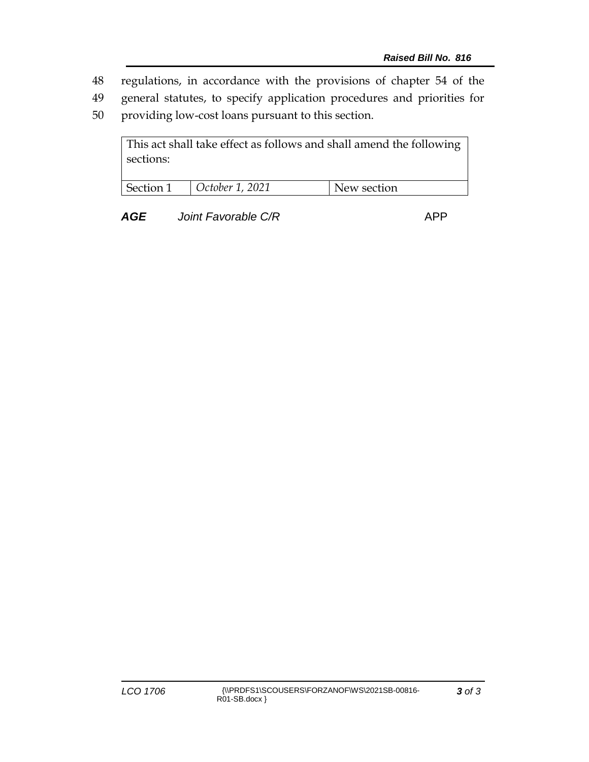48 regulations, in accordance with the provisions of chapter 54 of the
49 general statutes, to specify application procedures and priorities for
50 providing low-cost loans pursuant to this section.

| This act shall take effect as follows and shall amend the following sections: | | |
|---|---|---|
| Section 1 | *October 1, 2021* | New section |

***AGE*** *Joint Favorable C/R* APP